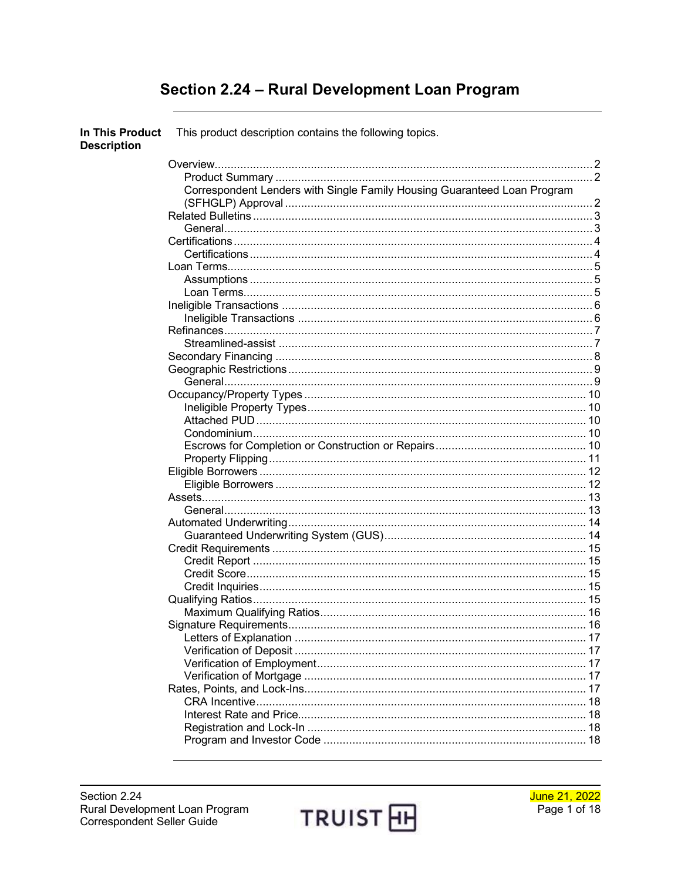# Section 2.24 – Rural Development Loan Program

**In This Product Description**

This product description contains the following topics.

- Overview ... 2
  - Product Summary ... 2
  - Correspondent Lenders with Single Family Housing Guaranteed Loan Program (SFHGLP) Approval ... 2
- Related Bulletins ... 3
  - General ... 3
- Certifications ... 4
  - Certifications ... 4
- Loan Terms ... 5
  - Assumptions ... 5
  - Loan Terms ... 5
- Ineligible Transactions ... 6
  - Ineligible Transactions ... 6
- Refinances ... 7
  - Streamlined-assist ... 7
- Secondary Financing ... 8
- Geographic Restrictions ... 9
  - General ... 9
- Occupancy/Property Types ... 10
  - Ineligible Property Types ... 10
  - Attached PUD ... 10
  - Condominium ... 10
  - Escrows for Completion or Construction or Repairs ... 10
  - Property Flipping ... 11
- Eligible Borrowers ... 12
  - Eligible Borrowers ... 12
- Assets ... 13
  - General ... 13
- Automated Underwriting ... 14
  - Guaranteed Underwriting System (GUS) ... 14
- Credit Requirements ... 15
  - Credit Report ... 15
  - Credit Score ... 15
  - Credit Inquiries ... 15
- Qualifying Ratios ... 15
  - Maximum Qualifying Ratios ... 16
- Signature Requirements ... 16
  - Letters of Explanation ... 17
  - Verification of Deposit ... 17
  - Verification of Employment ... 17
  - Verification of Mortgage ... 17
- Rates, Points, and Lock-Ins ... 17
  - CRA Incentive ... 18
  - Interest Rate and Price ... 18
  - Registration and Lock-In ... 18
  - Program and Investor Code ... 18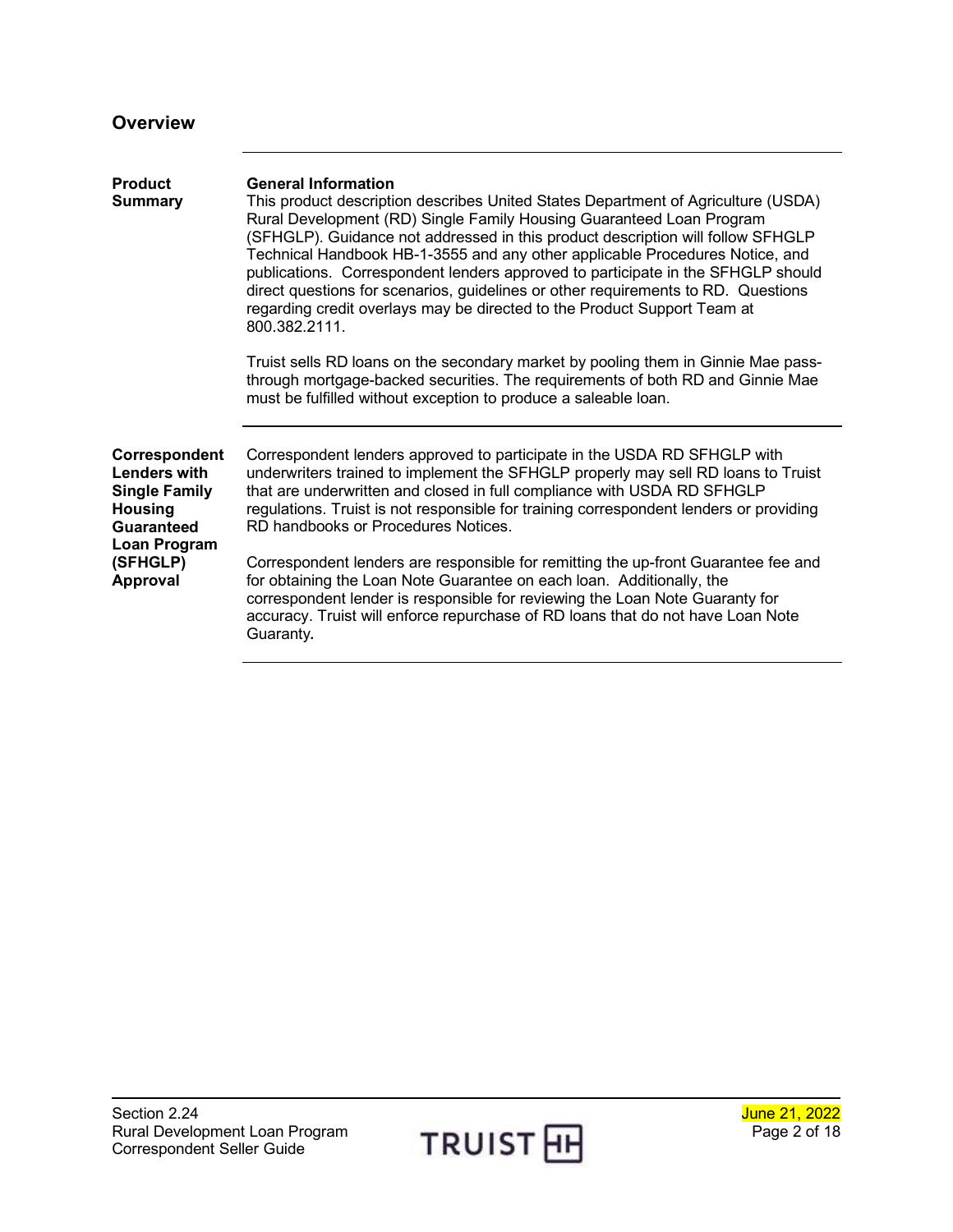## Overview

### Product Summary

**General Information**

This product description describes United States Department of Agriculture (USDA) Rural Development (RD) Single Family Housing Guaranteed Loan Program (SFHGLP). Guidance not addressed in this product description will follow SFHGLP Technical Handbook HB-1-3555 and any other applicable Procedures Notice, and publications. Correspondent lenders approved to participate in the SFHGLP should direct questions for scenarios, guidelines or other requirements to RD. Questions regarding credit overlays may be directed to the Product Support Team at 800.382.2111.

Truist sells RD loans on the secondary market by pooling them in Ginnie Mae pass-through mortgage-backed securities. The requirements of both RD and Ginnie Mae must be fulfilled without exception to produce a saleable loan.

### Correspondent Lenders with Single Family Housing Guaranteed Loan Program (SFHGLP) Approval

Correspondent lenders approved to participate in the USDA RD SFHGLP with underwriters trained to implement the SFHGLP properly may sell RD loans to Truist that are underwritten and closed in full compliance with USDA RD SFHGLP regulations. Truist is not responsible for training correspondent lenders or providing RD handbooks or Procedures Notices.

Correspondent lenders are responsible for remitting the up-front Guarantee fee and for obtaining the Loan Note Guarantee on each loan. Additionally, the correspondent lender is responsible for reviewing the Loan Note Guaranty for accuracy. Truist will enforce repurchase of RD loans that do not have Loan Note Guaranty**.**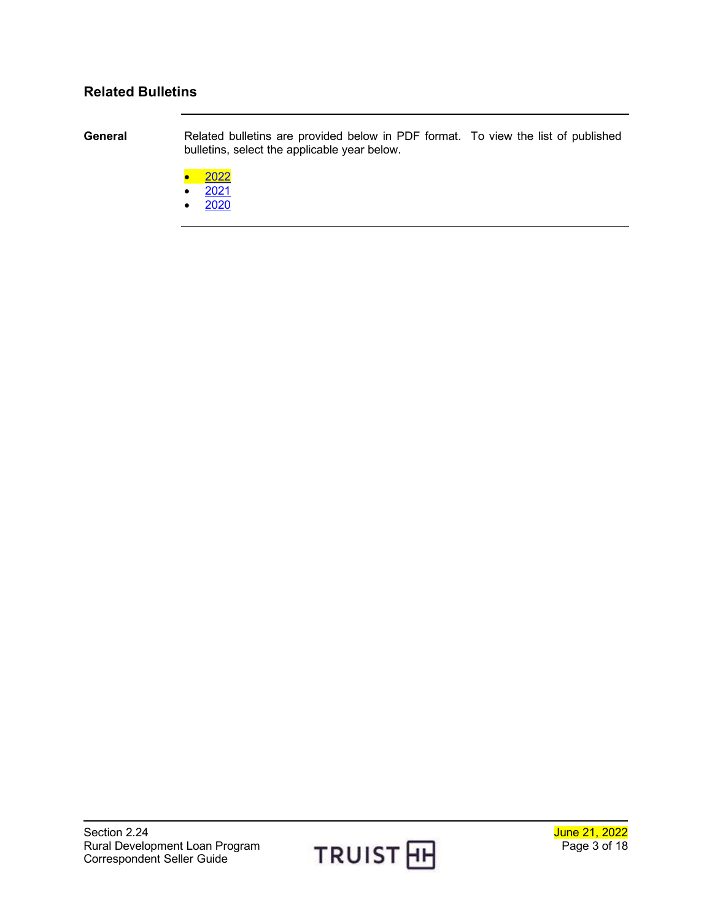## Related Bulletins

**General**

Related bulletins are provided below in PDF format. To view the list of published bulletins, select the applicable year below.

- 2022
- 2021
- 2020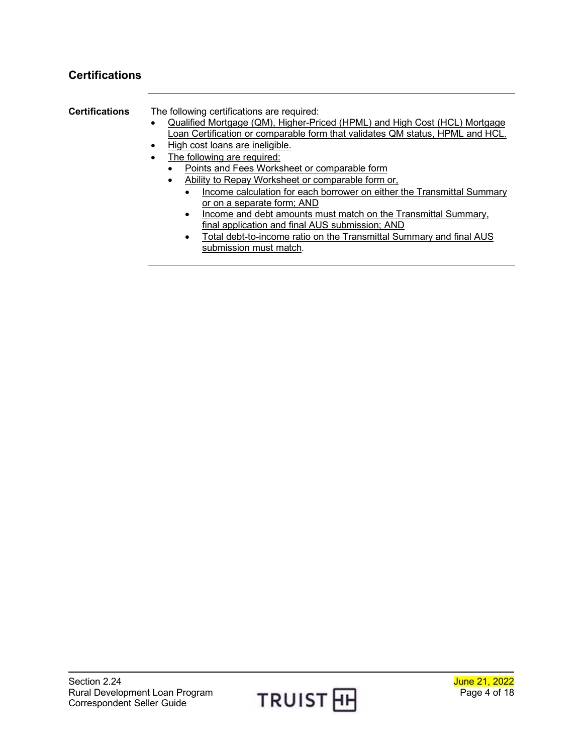## Certifications

**Certifications**

The following certifications are required:

- Qualified Mortgage (QM), Higher-Priced (HPML) and High Cost (HCL) Mortgage Loan Certification or comparable form that validates QM status, HPML and HCL.
- High cost loans are ineligible.
- The following are required:
  - Points and Fees Worksheet or comparable form
  - Ability to Repay Worksheet or comparable form or,
    - Income calculation for each borrower on either the Transmittal Summary or on a separate form; AND
    - Income and debt amounts must match on the Transmittal Summary, final application and final AUS submission; AND
    - Total debt-to-income ratio on the Transmittal Summary and final AUS submission must match.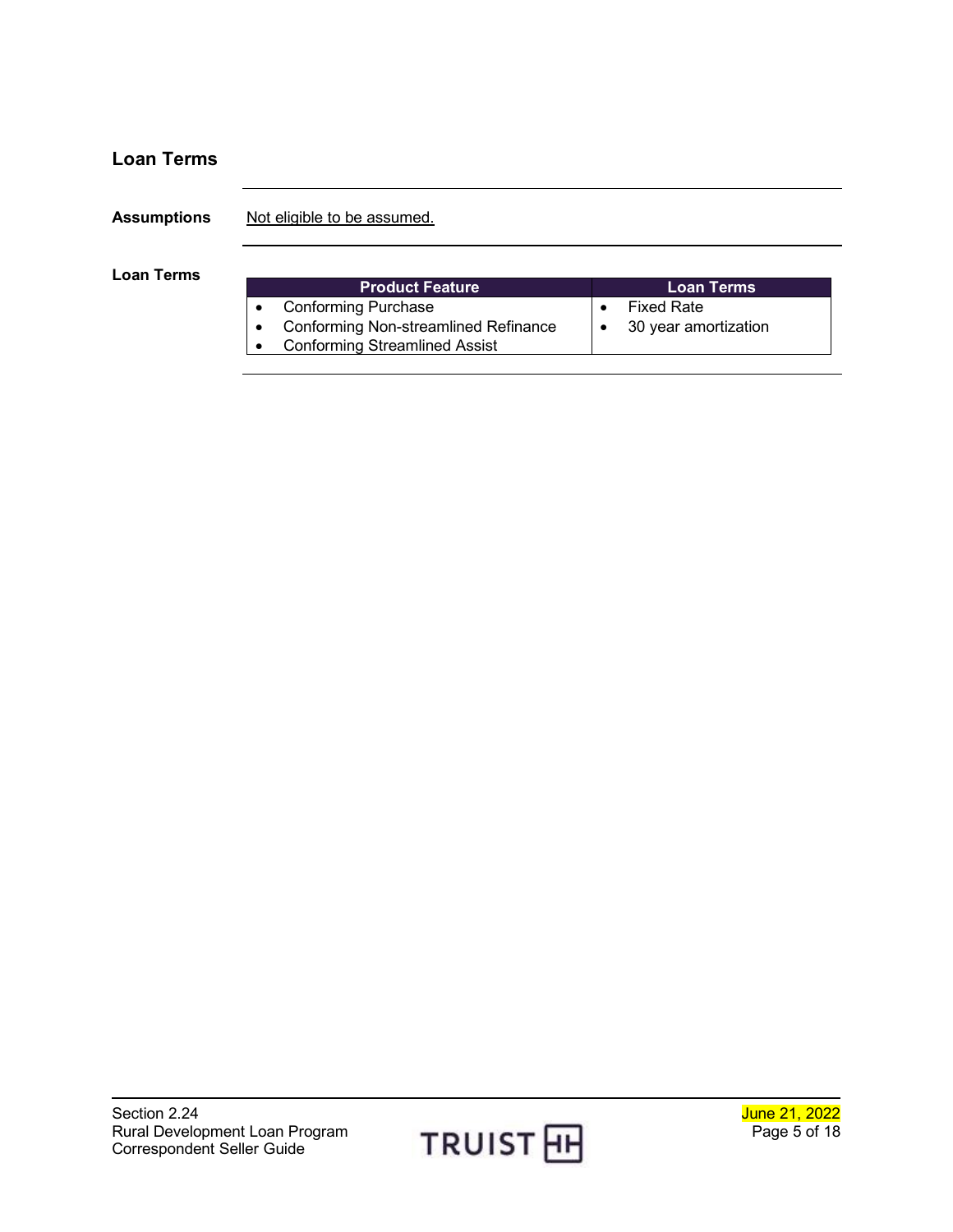## Loan Terms

**Assumptions**

Not eligible to be assumed.

**Loan Terms**

| Product Feature | Loan Terms |
|---|---|
| • Conforming Purchase<br>• Conforming Non-streamlined Refinance<br>• Conforming Streamlined Assist | • Fixed Rate<br>• 30 year amortization |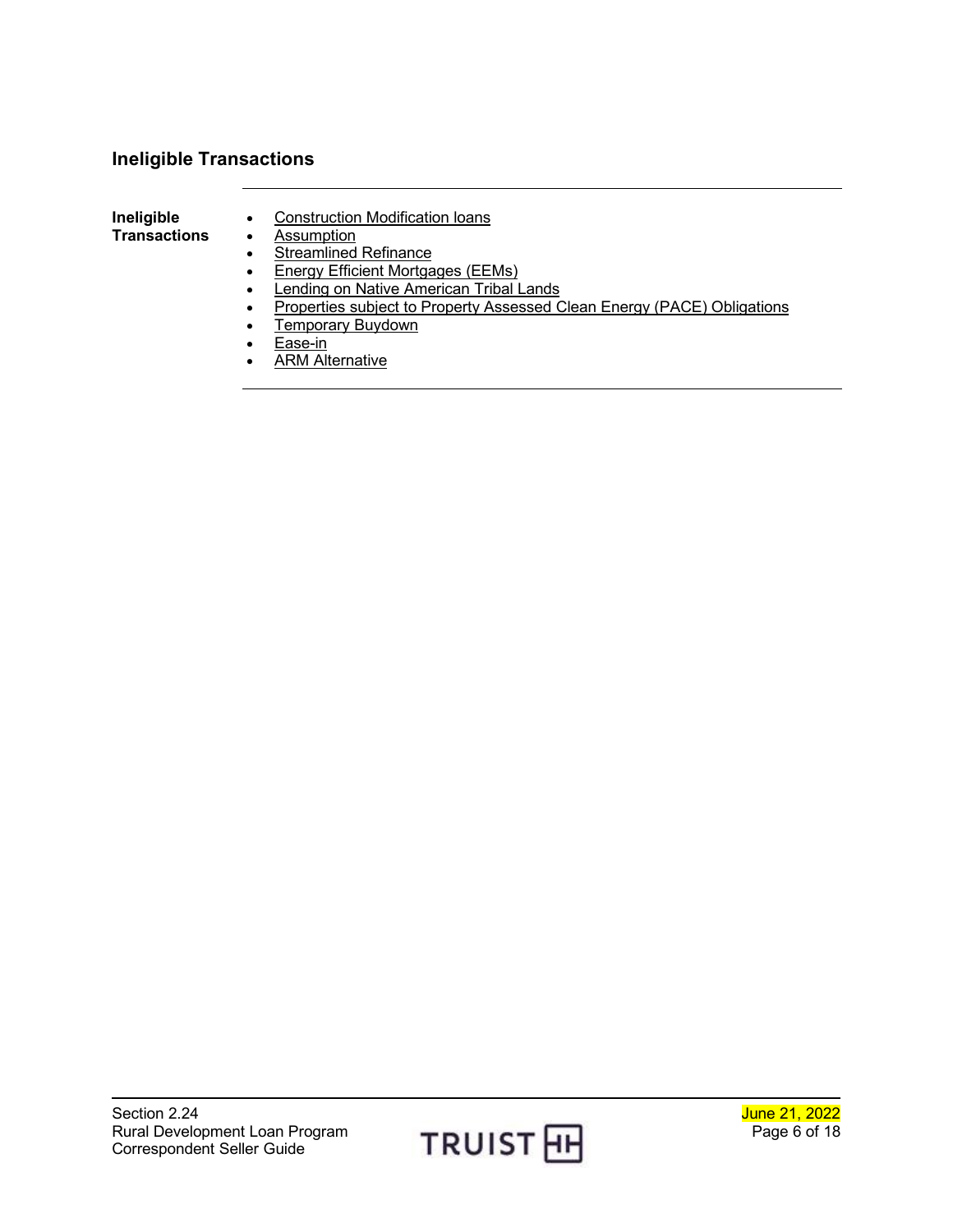## Ineligible Transactions

**Ineligible Transactions**

- Construction Modification loans
- Assumption
- Streamlined Refinance
- Energy Efficient Mortgages (EEMs)
- Lending on Native American Tribal Lands
- Properties subject to Property Assessed Clean Energy (PACE) Obligations
- Temporary Buydown
- Ease-in
- ARM Alternative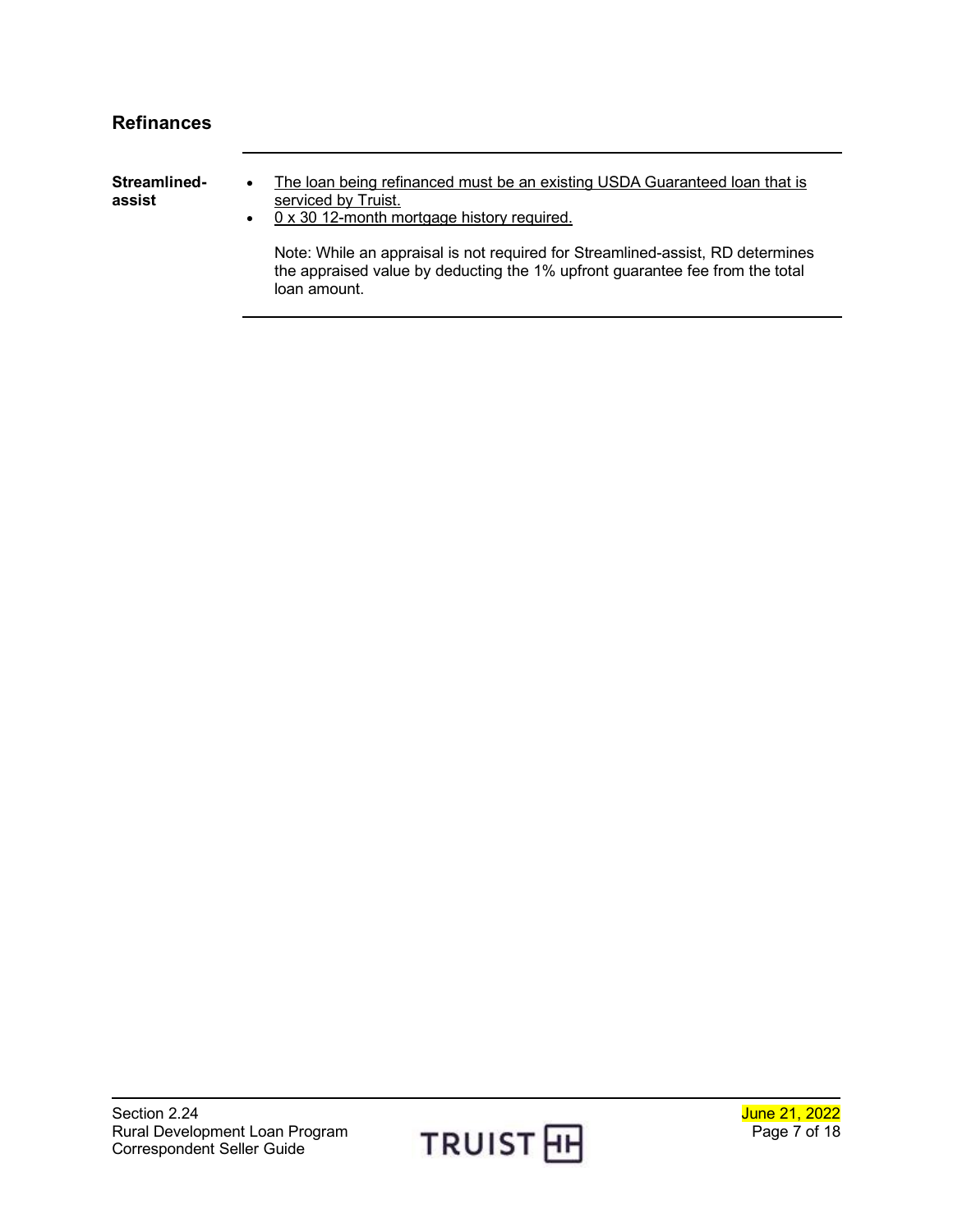## Refinances

**Streamlined-assist**

- <u>The loan being refinanced must be an existing USDA Guaranteed loan that is serviced by Truist.</u>
- <u>0 x 30 12-month mortgage history required.</u>

Note: While an appraisal is not required for Streamlined-assist, RD determines the appraised value by deducting the 1% upfront guarantee fee from the total loan amount.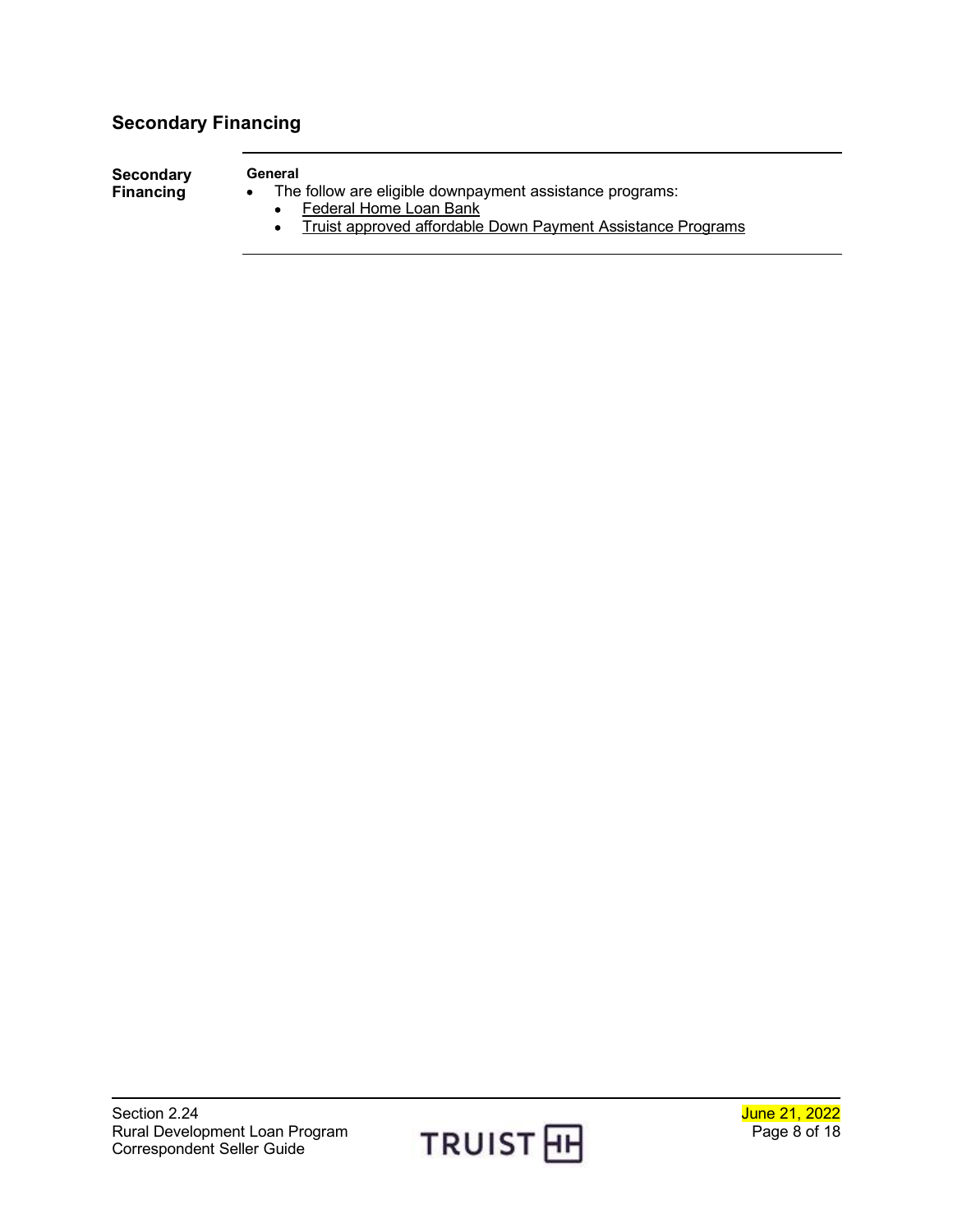## Secondary Financing

**Secondary Financing**

**General**

- The follow are eligible downpayment assistance programs:
  - Federal Home Loan Bank
  - Truist approved affordable Down Payment Assistance Programs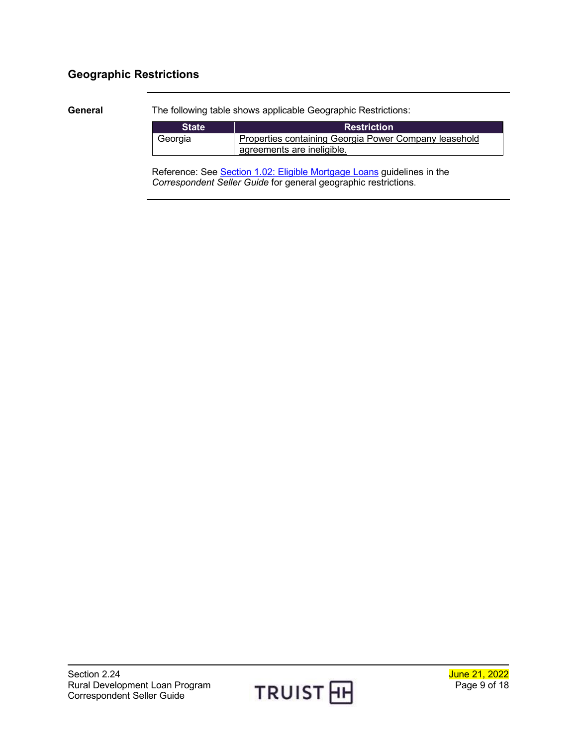## Geographic Restrictions

**General**

The following table shows applicable Geographic Restrictions:

| State | Restriction |
|---|---|
| Georgia | Properties containing Georgia Power Company leasehold agreements are ineligible. |

Reference: See Section 1.02: Eligible Mortgage Loans guidelines in the *Correspondent Seller Guide* for general geographic restrictions.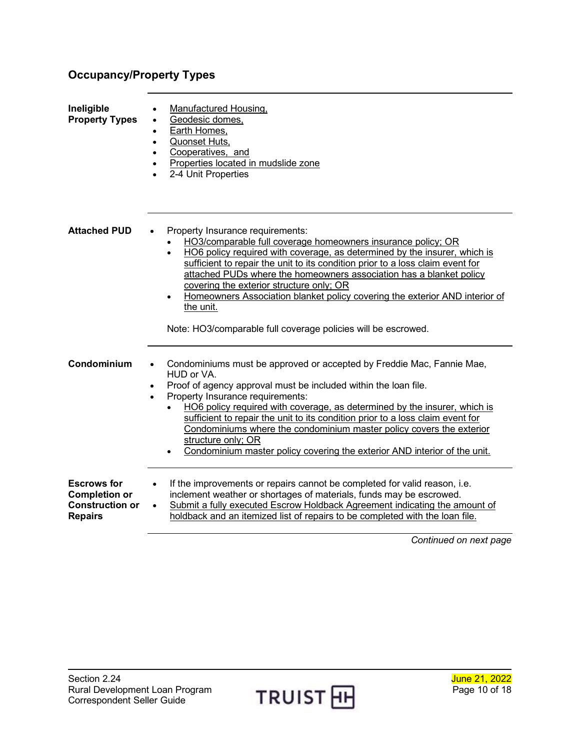## Occupancy/Property Types

**Ineligible Property Types**

- Manufactured Housing,
- Geodesic domes,
- Earth Homes,
- Quonset Huts,
- Cooperatives, and
- Properties located in mudslide zone
- 2-4 Unit Properties

**Attached PUD**

- Property Insurance requirements:
  - HO3/comparable full coverage homeowners insurance policy; OR
  - HO6 policy required with coverage, as determined by the insurer, which is sufficient to repair the unit to its condition prior to a loss claim event for attached PUDs where the homeowners association has a blanket policy covering the exterior structure only; OR
  - Homeowners Association blanket policy covering the exterior AND interior of the unit.

  Note: HO3/comparable full coverage policies will be escrowed.

**Condominium**

- Condominiums must be approved or accepted by Freddie Mac, Fannie Mae, HUD or VA.
- Proof of agency approval must be included within the loan file.
- Property Insurance requirements:
  - HO6 policy required with coverage, as determined by the insurer, which is sufficient to repair the unit to its condition prior to a loss claim event for Condominiums where the condominium master policy covers the exterior structure only; OR
  - Condominium master policy covering the exterior AND interior of the unit.

**Escrows for Completion or Construction or Repairs**

- If the improvements or repairs cannot be completed for valid reason, i.e. inclement weather or shortages of materials, funds may be escrowed.
- Submit a fully executed Escrow Holdback Agreement indicating the amount of holdback and an itemized list of repairs to be completed with the loan file.

*Continued on next page*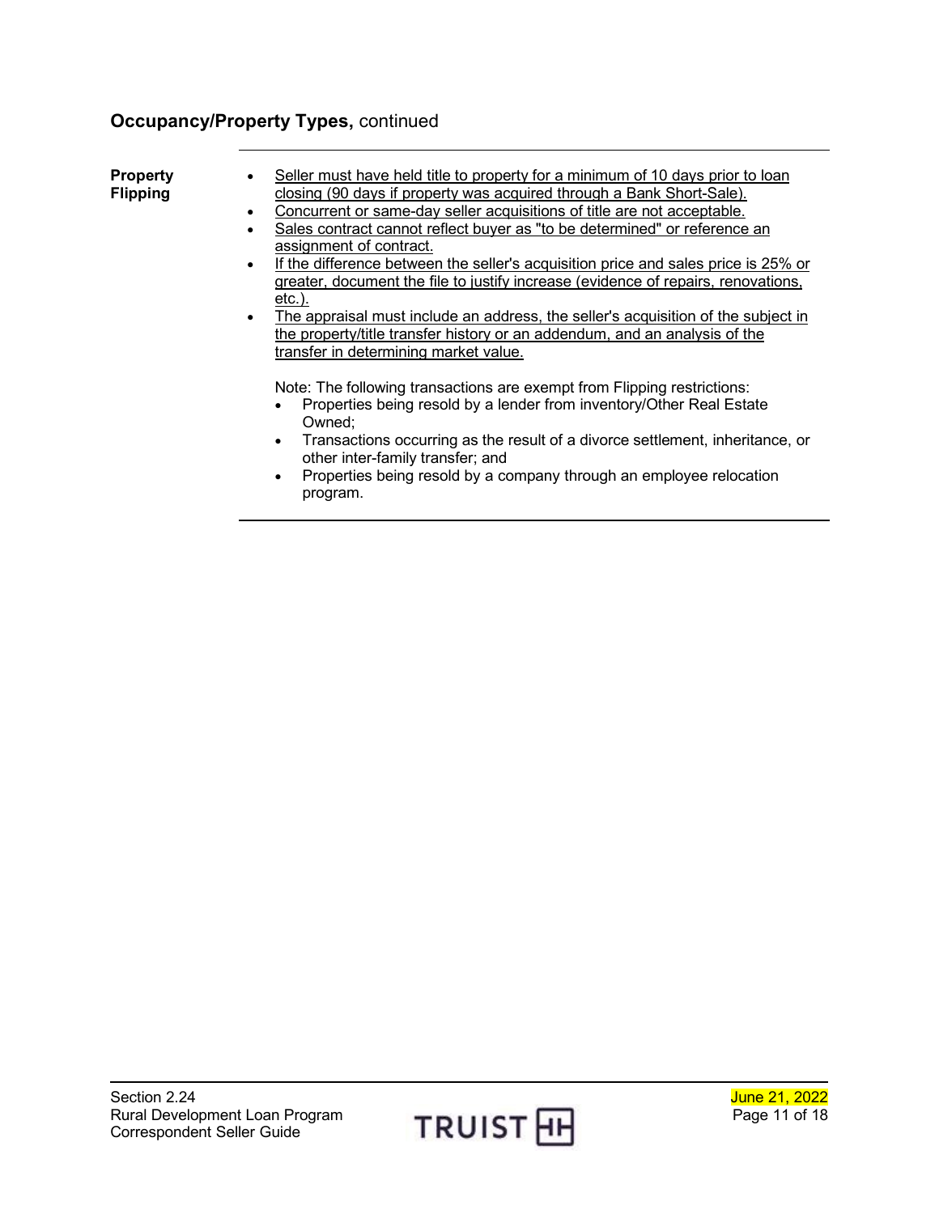## Occupancy/Property Types, continued

**Property Flipping**

- Seller must have held title to property for a minimum of 10 days prior to loan closing (90 days if property was acquired through a Bank Short-Sale).
- Concurrent or same-day seller acquisitions of title are not acceptable.
- Sales contract cannot reflect buyer as "to be determined" or reference an assignment of contract.
- If the difference between the seller's acquisition price and sales price is 25% or greater, document the file to justify increase (evidence of repairs, renovations, etc.).
- The appraisal must include an address, the seller's acquisition of the subject in the property/title transfer history or an addendum, and an analysis of the transfer in determining market value.

Note: The following transactions are exempt from Flipping restrictions:

- Properties being resold by a lender from inventory/Other Real Estate Owned;
- Transactions occurring as the result of a divorce settlement, inheritance, or other inter-family transfer; and
- Properties being resold by a company through an employee relocation program.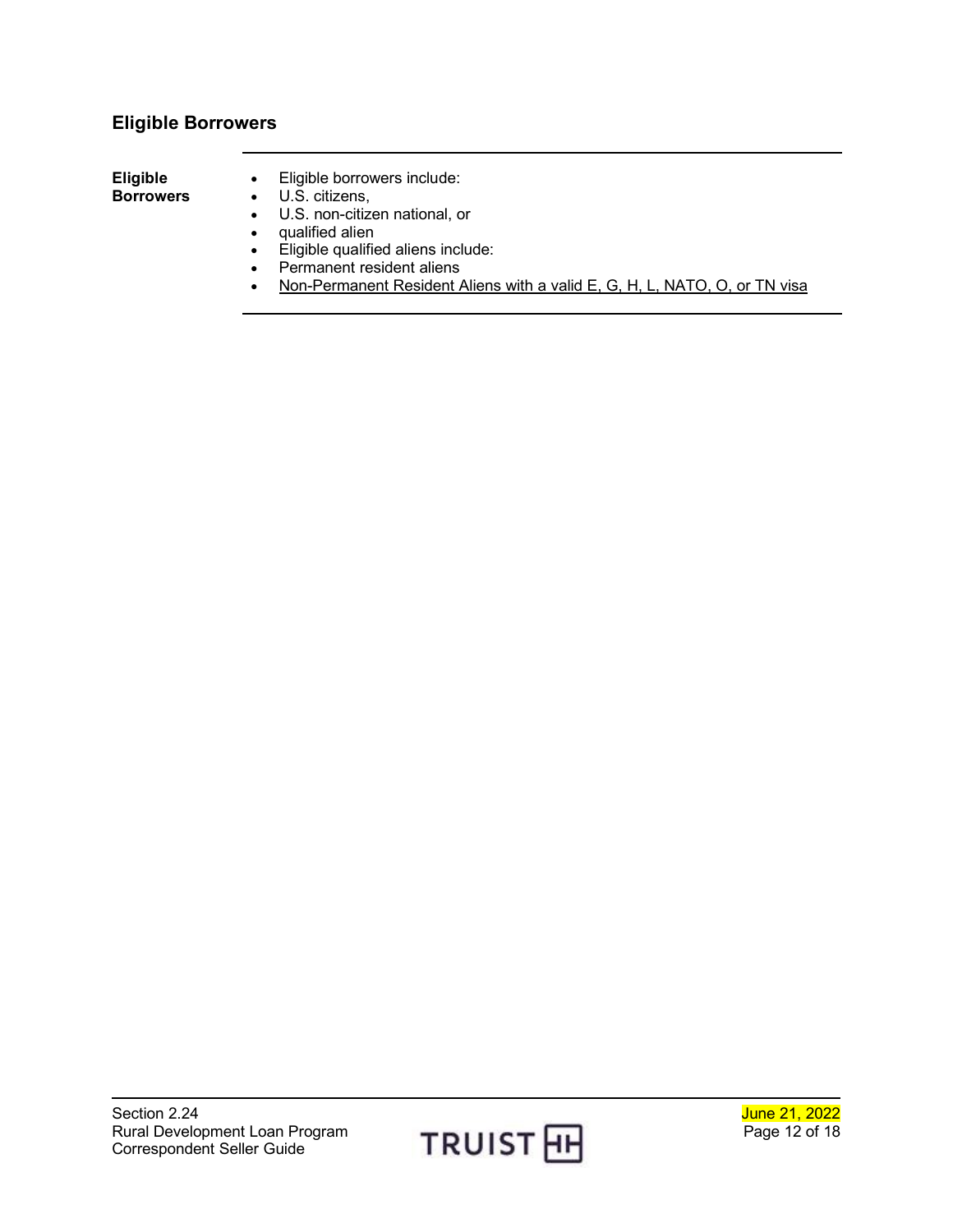## Eligible Borrowers

| Eligible Borrowers | |
|---|---|
| **Eligible Borrowers** | • Eligible borrowers include:<br>• U.S. citizens,<br>• U.S. non-citizen national, or<br>• qualified alien<br>• Eligible qualified aliens include:<br>• Permanent resident aliens<br>• <u>Non-Permanent Resident Aliens with a valid E, G, H, L, NATO, O, or TN visa</u> |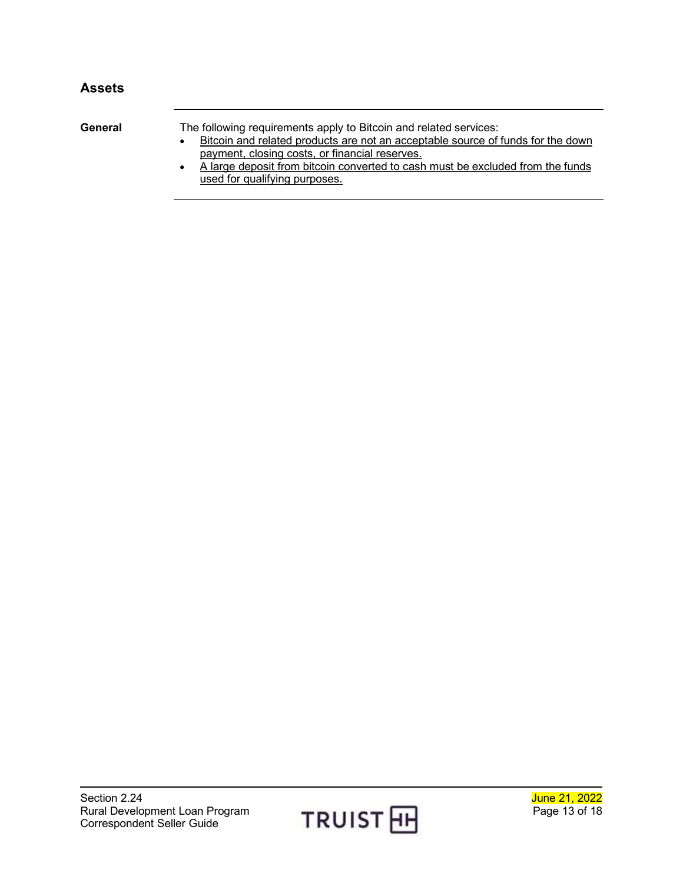## Assets

**General**

The following requirements apply to Bitcoin and related services:

- Bitcoin and related products are not an acceptable source of funds for the down payment, closing costs, or financial reserves.
- A large deposit from bitcoin converted to cash must be excluded from the funds used for qualifying purposes.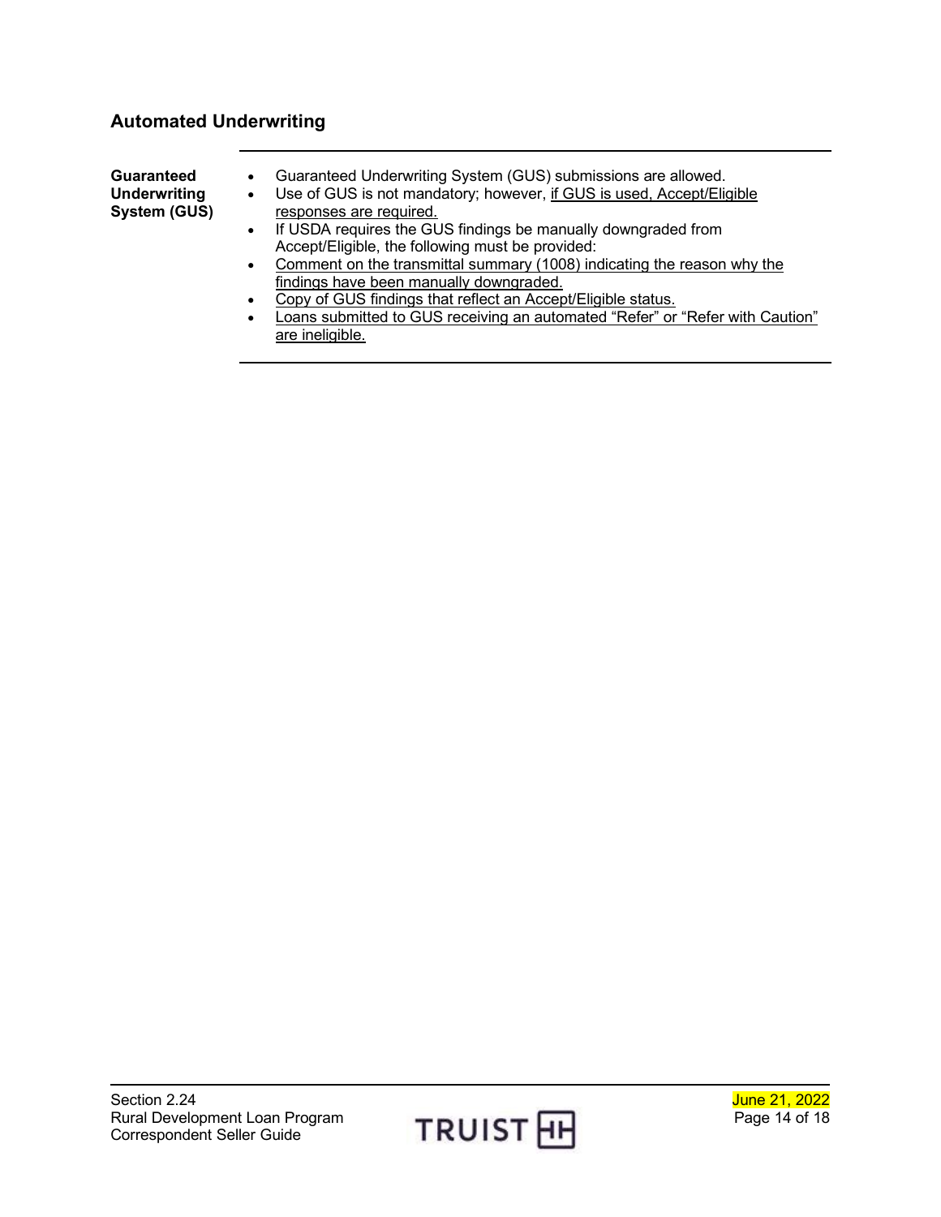## Automated Underwriting

| | |
|---|---|
| **Guaranteed Underwriting System (GUS)** | • Guaranteed Underwriting System (GUS) submissions are allowed.<br>• Use of GUS is not mandatory; however, if GUS is used, Accept/Eligible responses are required.<br>• If USDA requires the GUS findings be manually downgraded from Accept/Eligible, the following must be provided:<br>• Comment on the transmittal summary (1008) indicating the reason why the findings have been manually downgraded.<br>• Copy of GUS findings that reflect an Accept/Eligible status.<br>• Loans submitted to GUS receiving an automated "Refer" or "Refer with Caution" are ineligible. |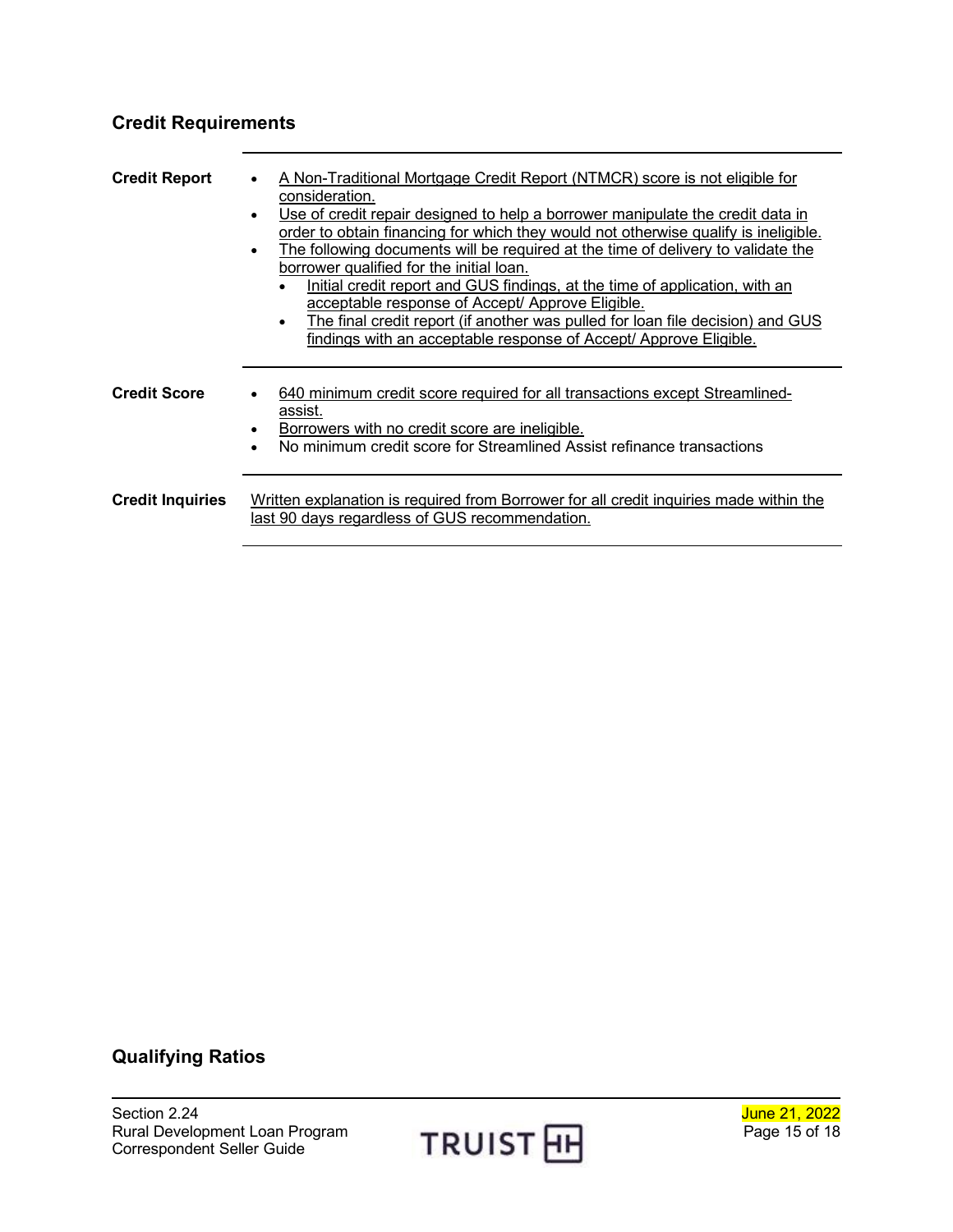## Credit Requirements

| | |
|---|---|
| **Credit Report** | • A Non-Traditional Mortgage Credit Report (NTMCR) score is not eligible for consideration.<br>• Use of credit repair designed to help a borrower manipulate the credit data in order to obtain financing for which they would not otherwise qualify is ineligible.<br>• The following documents will be required at the time of delivery to validate the borrower qualified for the initial loan.<br>&nbsp;&nbsp;&nbsp;&nbsp;• Initial credit report and GUS findings, at the time of application, with an acceptable response of Accept/ Approve Eligible.<br>&nbsp;&nbsp;&nbsp;&nbsp;• The final credit report (if another was pulled for loan file decision) and GUS findings with an acceptable response of Accept/ Approve Eligible. |
| **Credit Score** | • 640 minimum credit score required for all transactions except Streamlined-assist.<br>• Borrowers with no credit score are ineligible.<br>• No minimum credit score for Streamlined Assist refinance transactions |
| **Credit Inquiries** | Written explanation is required from Borrower for all credit inquiries made within the last 90 days regardless of GUS recommendation. |

## Qualifying Ratios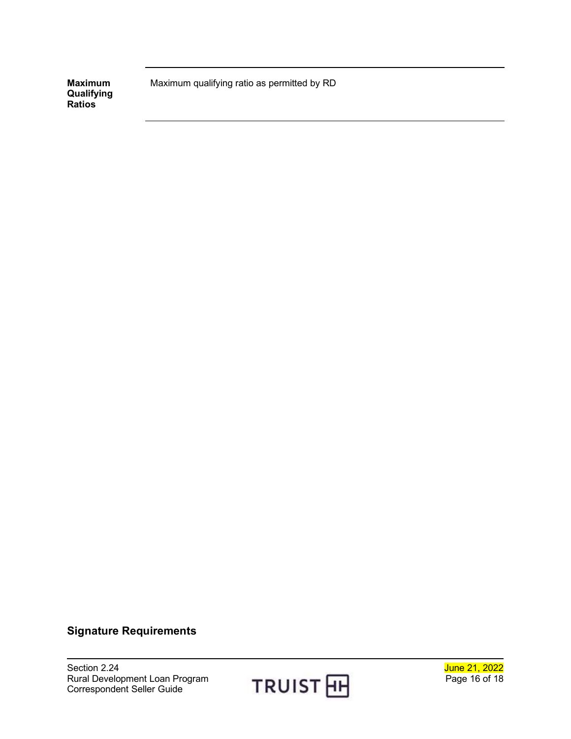| | |
|---|---|
| **Maximum Qualifying Ratios** | Maximum qualifying ratio as permitted by RD |

## Signature Requirements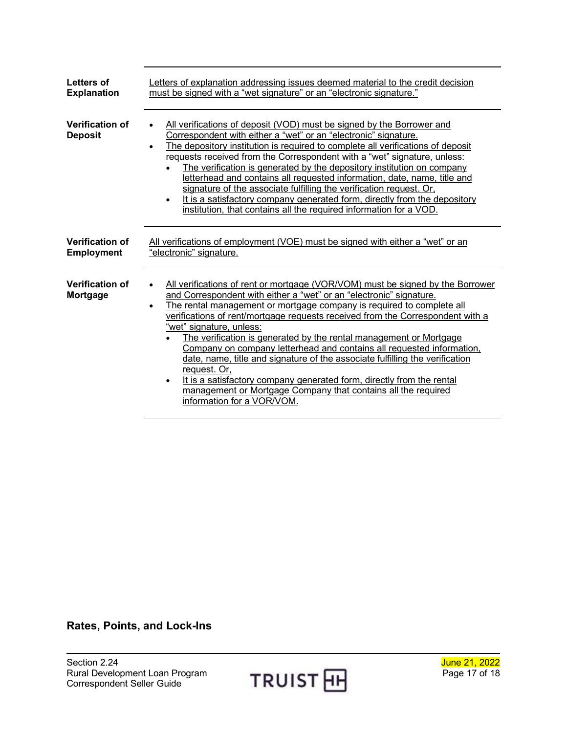| | |
|---|---|
| **Letters of Explanation** | Letters of explanation addressing issues deemed material to the credit decision must be signed with a "wet signature" or an "electronic signature." |
| **Verification of Deposit** | • All verifications of deposit (VOD) must be signed by the Borrower and Correspondent with either a "wet" or an "electronic" signature.<br>• The depository institution is required to complete all verifications of deposit requests received from the Correspondent with a "wet" signature, unless:<br>&nbsp;&nbsp;◦ The verification is generated by the depository institution on company letterhead and contains all requested information, date, name, title and signature of the associate fulfilling the verification request. Or,<br>&nbsp;&nbsp;◦ It is a satisfactory company generated form, directly from the depository institution, that contains all the required information for a VOD. |
| **Verification of Employment** | All verifications of employment (VOE) must be signed with either a "wet" or an "electronic" signature. |
| **Verification of Mortgage** | • All verifications of rent or mortgage (VOR/VOM) must be signed by the Borrower and Correspondent with either a "wet" or an "electronic" signature.<br>• The rental management or mortgage company is required to complete all verifications of rent/mortgage requests received from the Correspondent with a "wet" signature, unless:<br>&nbsp;&nbsp;◦ The verification is generated by the rental management or Mortgage Company on company letterhead and contains all requested information, date, name, title and signature of the associate fulfilling the verification request. Or,<br>&nbsp;&nbsp;◦ It is a satisfactory company generated form, directly from the rental management or Mortgage Company that contains all the required information for a VOR/VOM. |

## Rates, Points, and Lock-Ins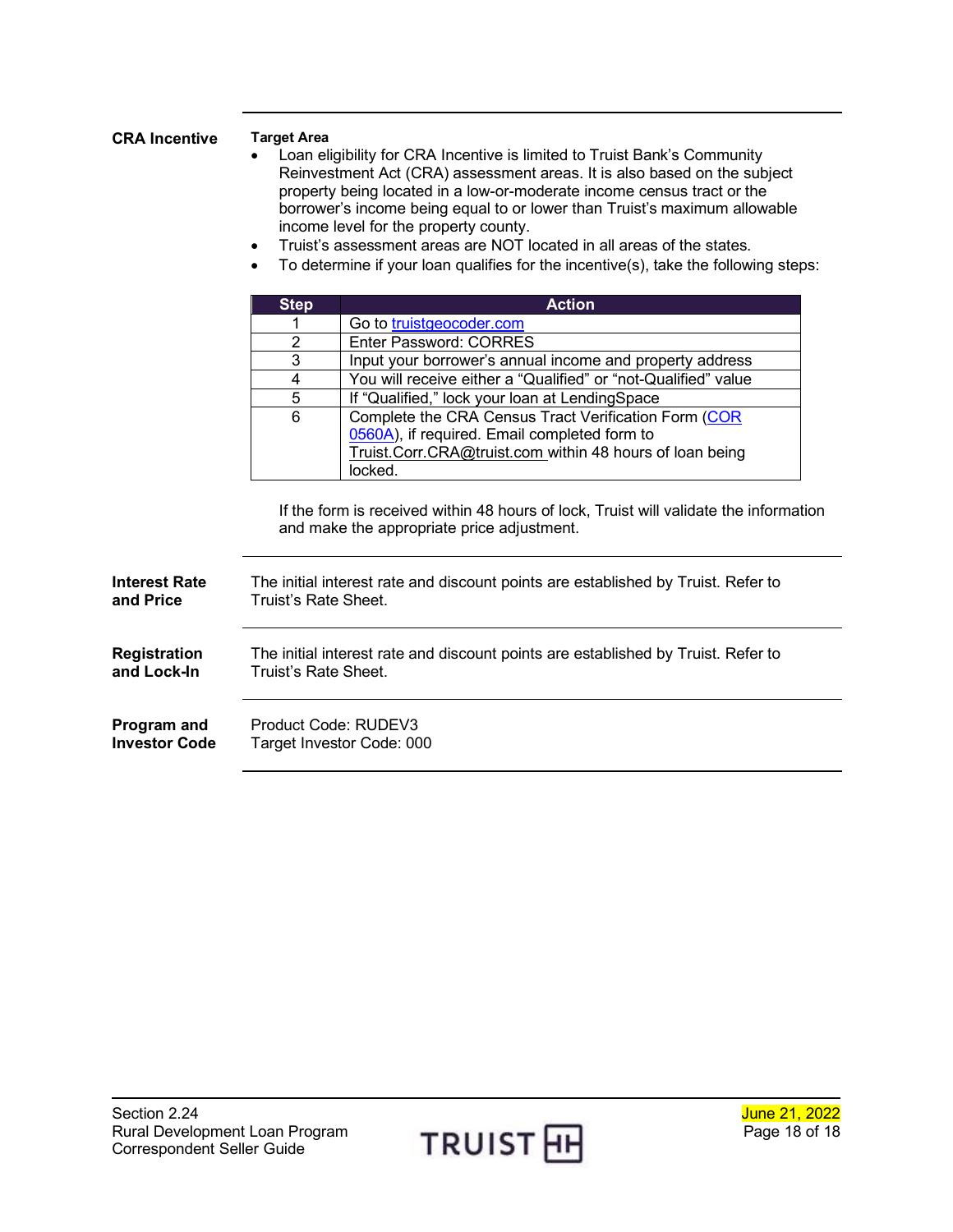## CRA Incentive

**Target Area**

- Loan eligibility for CRA Incentive is limited to Truist Bank's Community Reinvestment Act (CRA) assessment areas. It is also based on the subject property being located in a low-or-moderate income census tract or the borrower's income being equal to or lower than Truist's maximum allowable income level for the property county.
- Truist's assessment areas are NOT located in all areas of the states.
- To determine if your loan qualifies for the incentive(s), take the following steps:

| Step | Action |
|---|---|
| 1 | Go to truistgeocoder.com |
| 2 | Enter Password: CORRES |
| 3 | Input your borrower's annual income and property address |
| 4 | You will receive either a "Qualified" or "not-Qualified" value |
| 5 | If "Qualified," lock your loan at LendingSpace |
| 6 | Complete the CRA Census Tract Verification Form (COR 0560A), if required. Email completed form to Truist.Corr.CRA@truist.com within 48 hours of loan being locked. |

If the form is received within 48 hours of lock, Truist will validate the information and make the appropriate price adjustment.

## Interest Rate and Price

The initial interest rate and discount points are established by Truist. Refer to Truist's Rate Sheet.

## Registration and Lock-In

The initial interest rate and discount points are established by Truist. Refer to Truist's Rate Sheet.

## Program and Investor Code

Product Code: RUDEV3
Target Investor Code: 000